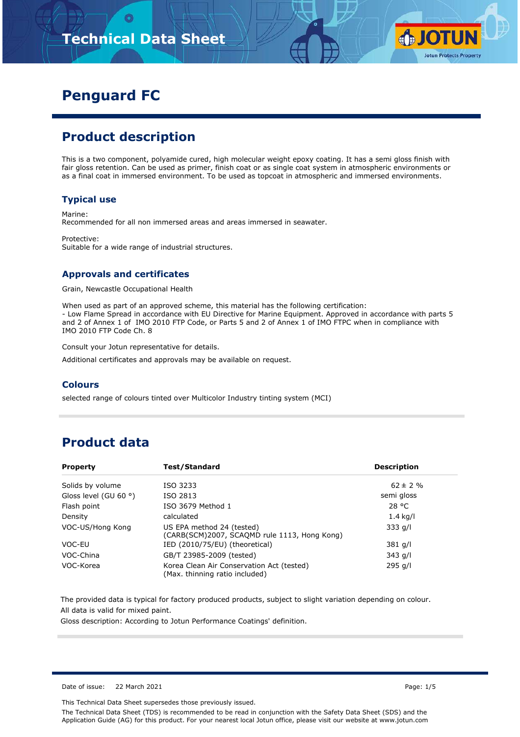# Penguard FC

## Product description

This is a two component, polyamide cured, high molecular weight epoxy coating. It has a semi gloss finish with fair gloss retention. Can be used as primer, finish coat or as single coat system in atmospheric environments or as a final coat in immersed environment. To be used as topcoat in atmospheric and immersed environments.

### Typical use

Marine:
Recommended for all non immersed areas and areas immersed in seawater.

Protective:
Suitable for a wide range of industrial structures.

### Approvals and certificates

Grain, Newcastle Occupational Health

When used as part of an approved scheme, this material has the following certification:
- Low Flame Spread in accordance with EU Directive for Marine Equipment. Approved in accordance with parts 5 and 2 of Annex 1 of IMO 2010 FTP Code, or Parts 5 and 2 of Annex 1 of IMO FTPC when in compliance with IMO 2010 FTP Code Ch. 8

Consult your Jotun representative for details.

Additional certificates and approvals may be available on request.

### Colours

selected range of colours tinted over Multicolor Industry tinting system (MCI)

## Product data

| Property | Test/Standard | Description |
|---|---|---|
| Solids by volume | ISO 3233 | 62 ± 2 % |
| Gloss level (GU 60 °) | ISO 2813 | semi gloss |
| Flash point | ISO 3679 Method 1 | 28 °C |
| Density | calculated | 1.4 kg/l |
| VOC-US/Hong Kong | US EPA method 24 (tested) (CARB(SCM)2007, SCAQMD rule 1113, Hong Kong) | 333 g/l |
| VOC-EU | IED (2010/75/EU) (theoretical) | 381 g/l |
| VOC-China | GB/T 23985-2009 (tested) | 343 g/l |
| VOC-Korea | Korea Clean Air Conservation Act (tested) (Max. thinning ratio included) | 295 g/l |

The provided data is typical for factory produced products, subject to slight variation depending on colour.
All data is valid for mixed paint.
Gloss description: According to Jotun Performance Coatings' definition.

Date of issue: 22 March 2021

This Technical Data Sheet supersedes those previously issued.
The Technical Data Sheet (TDS) is recommended to be read in conjunction with the Safety Data Sheet (SDS) and the Application Guide (AG) for this product. For your nearest local Jotun office, please visit our website at www.jotun.com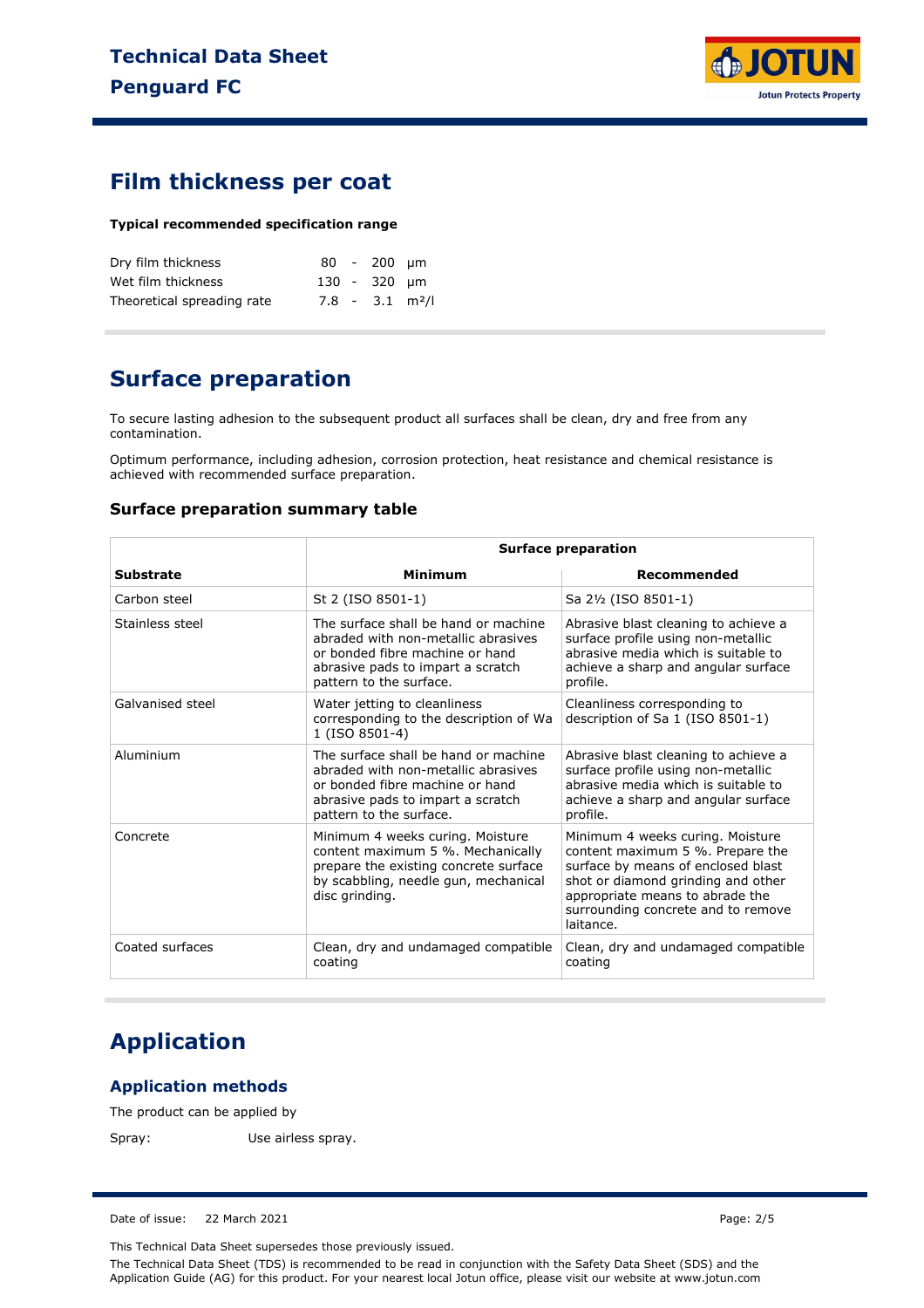## Film thickness per coat

**Typical recommended specification range**

| | | | | |
|---|---|---|---|---|
| Dry film thickness | 80 | - | 200 | µm |
| Wet film thickness | 130 | - | 320 | µm |
| Theoretical spreading rate | 7.8 | - | 3.1 | m²/l |

## Surface preparation

To secure lasting adhesion to the subsequent product all surfaces shall be clean, dry and free from any contamination.

Optimum performance, including adhesion, corrosion protection, heat resistance and chemical resistance is achieved with recommended surface preparation.

### Surface preparation summary table

| | Surface preparation | |
|---|---|---|
| **Substrate** | **Minimum** | **Recommended** |
| Carbon steel | St 2 (ISO 8501-1) | Sa 2½ (ISO 8501-1) |
| Stainless steel | The surface shall be hand or machine abraded with non-metallic abrasives or bonded fibre machine or hand abrasive pads to impart a scratch pattern to the surface. | Abrasive blast cleaning to achieve a surface profile using non-metallic abrasive media which is suitable to achieve a sharp and angular surface profile. |
| Galvanised steel | Water jetting to cleanliness corresponding to the description of Wa 1 (ISO 8501-4) | Cleanliness corresponding to description of Sa 1 (ISO 8501-1) |
| Aluminium | The surface shall be hand or machine abraded with non-metallic abrasives or bonded fibre machine or hand abrasive pads to impart a scratch pattern to the surface. | Abrasive blast cleaning to achieve a surface profile using non-metallic abrasive media which is suitable to achieve a sharp and angular surface profile. |
| Concrete | Minimum 4 weeks curing. Moisture content maximum 5 %. Mechanically prepare the existing concrete surface by scabbling, needle gun, mechanical disc grinding. | Minimum 4 weeks curing. Moisture content maximum 5 %. Prepare the surface by means of enclosed blast shot or diamond grinding and other appropriate means to abrade the surrounding concrete and to remove laitance. |
| Coated surfaces | Clean, dry and undamaged compatible coating | Clean, dry and undamaged compatible coating |

## Application

### Application methods

The product can be applied by

Spray: Use airless spray.

Date of issue: 22 March 2021

This Technical Data Sheet supersedes those previously issued.

The Technical Data Sheet (TDS) is recommended to be read in conjunction with the Safety Data Sheet (SDS) and the Application Guide (AG) for this product. For your nearest local Jotun office, please visit our website at www.jotun.com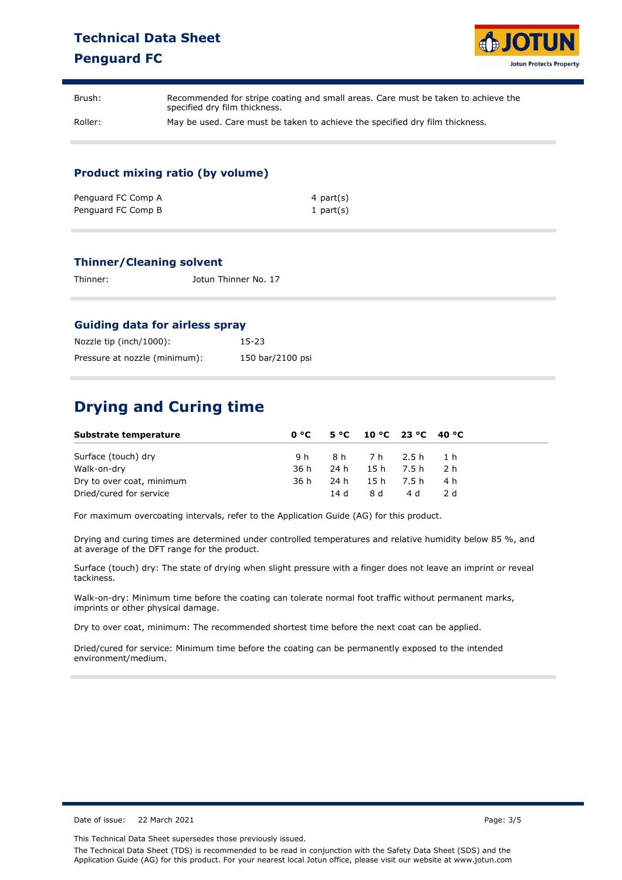| | |
|---|---|
| Brush: | Recommended for stripe coating and small areas. Care must be taken to achieve the specified dry film thickness. |
| Roller: | May be used. Care must be taken to achieve the specified dry film thickness. |

### Product mixing ratio (by volume)

| | |
|---|---|
| Penguard FC Comp A | 4 part(s) |
| Penguard FC Comp B | 1 part(s) |

### Thinner/Cleaning solvent

Thinner: Jotun Thinner No. 17

### Guiding data for airless spray

| | |
|---|---|
| Nozzle tip (inch/1000): | 15-23 |
| Pressure at nozzle (minimum): | 150 bar/2100 psi |

## Drying and Curing time

| Substrate temperature | 0 °C | 5 °C | 10 °C | 23 °C | 40 °C |
|---|---|---|---|---|---|
| Surface (touch) dry | 9 h | 8 h | 7 h | 2.5 h | 1 h |
| Walk-on-dry | 36 h | 24 h | 15 h | 7.5 h | 2 h |
| Dry to over coat, minimum | 36 h | 24 h | 15 h | 7.5 h | 4 h |
| Dried/cured for service | | 14 d | 8 d | 4 d | 2 d |

For maximum overcoating intervals, refer to the Application Guide (AG) for this product.

Drying and curing times are determined under controlled temperatures and relative humidity below 85 %, and at average of the DFT range for the product.

Surface (touch) dry: The state of drying when slight pressure with a finger does not leave an imprint or reveal tackiness.

Walk-on-dry: Minimum time before the coating can tolerate normal foot traffic without permanent marks, imprints or other physical damage.

Dry to over coat, minimum: The recommended shortest time before the next coat can be applied.

Dried/cured for service: Minimum time before the coating can be permanently exposed to the intended environment/medium.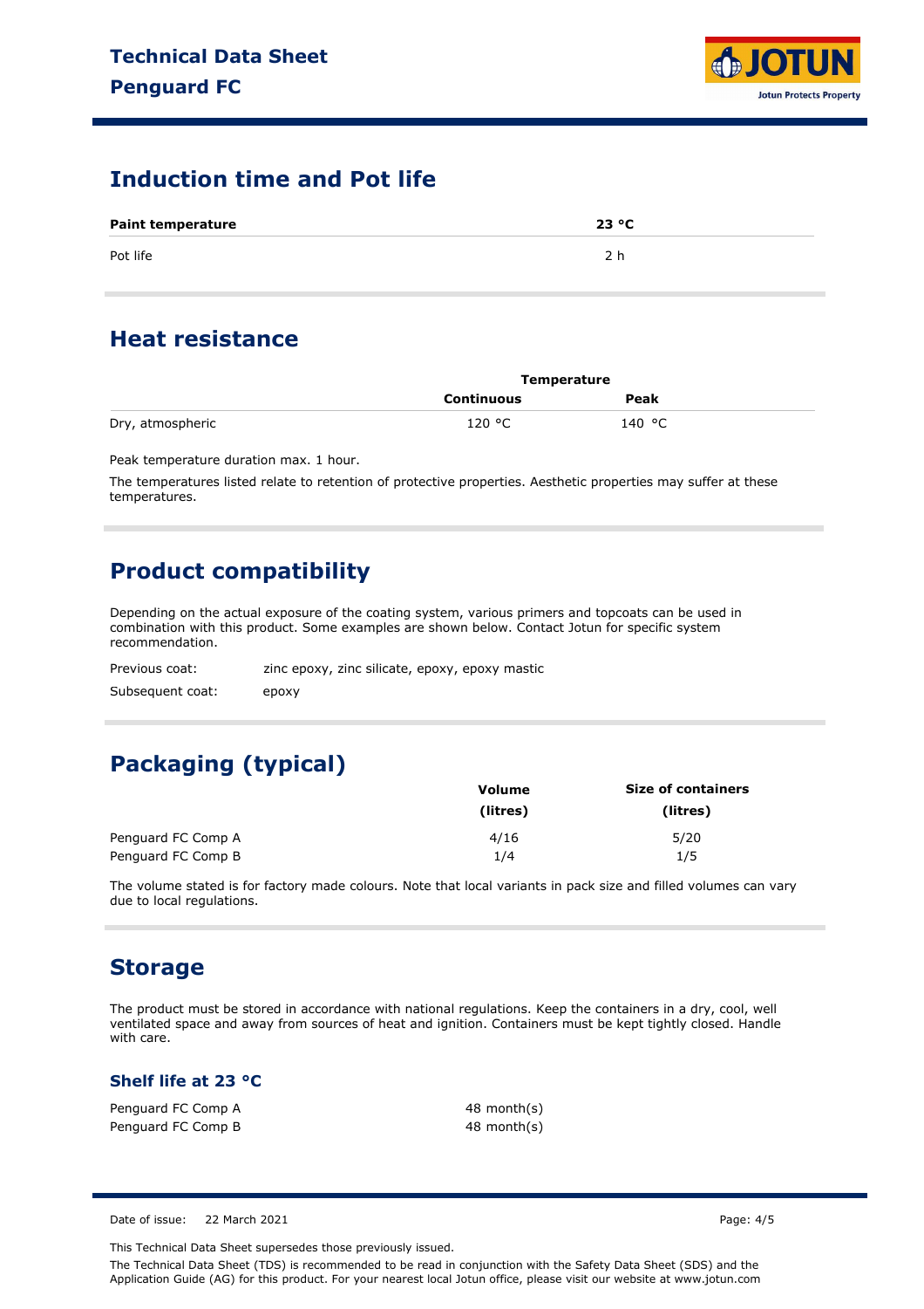## Induction time and Pot life

| Paint temperature | 23 °C |
|---|---|
| Pot life | 2 h |

## Heat resistance

| | Temperature | |
|---|---|---|
| | Continuous | Peak |
| Dry, atmospheric | 120 °C | 140 °C |

Peak temperature duration max. 1 hour.

The temperatures listed relate to retention of protective properties. Aesthetic properties may suffer at these temperatures.

## Product compatibility

Depending on the actual exposure of the coating system, various primers and topcoats can be used in combination with this product. Some examples are shown below. Contact Jotun for specific system recommendation.

Previous coat: zinc epoxy, zinc silicate, epoxy, epoxy mastic

Subsequent coat: epoxy

## Packaging (typical)

| | Volume (litres) | Size of containers (litres) |
|---|---|---|
| Penguard FC Comp A | 4/16 | 5/20 |
| Penguard FC Comp B | 1/4 | 1/5 |

The volume stated is for factory made colours. Note that local variants in pack size and filled volumes can vary due to local regulations.

## Storage

The product must be stored in accordance with national regulations. Keep the containers in a dry, cool, well ventilated space and away from sources of heat and ignition. Containers must be kept tightly closed. Handle with care.

### Shelf life at 23 °C

| | |
|---|---|
| Penguard FC Comp A | 48 month(s) |
| Penguard FC Comp B | 48 month(s) |

Date of issue: 22 March 2021

This Technical Data Sheet supersedes those previously issued.

The Technical Data Sheet (TDS) is recommended to be read in conjunction with the Safety Data Sheet (SDS) and the Application Guide (AG) for this product. For your nearest local Jotun office, please visit our website at www.jotun.com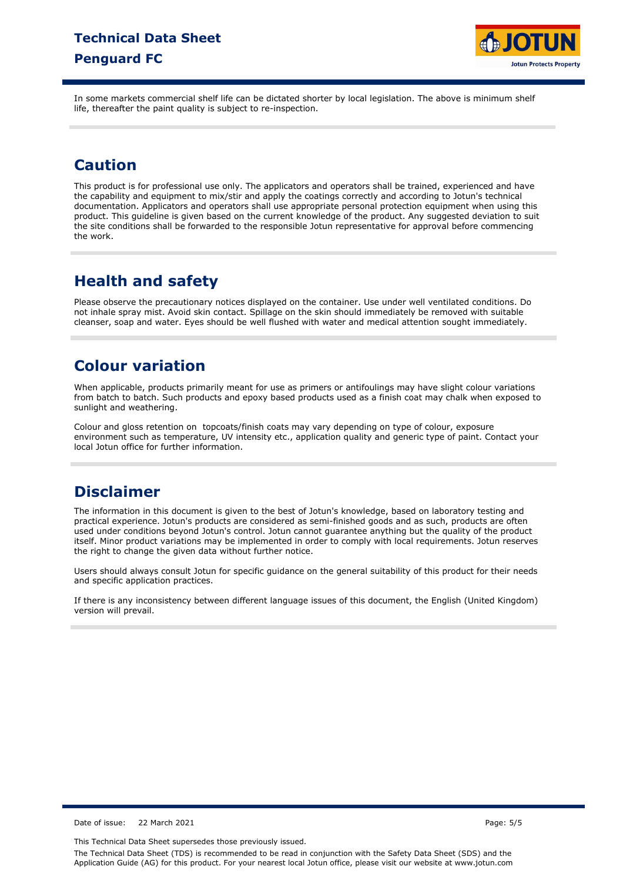In some markets commercial shelf life can be dictated shorter by local legislation. The above is minimum shelf life, thereafter the paint quality is subject to re-inspection.

## Caution

This product is for professional use only. The applicators and operators shall be trained, experienced and have the capability and equipment to mix/stir and apply the coatings correctly and according to Jotun's technical documentation. Applicators and operators shall use appropriate personal protection equipment when using this product. This guideline is given based on the current knowledge of the product. Any suggested deviation to suit the site conditions shall be forwarded to the responsible Jotun representative for approval before commencing the work.

## Health and safety

Please observe the precautionary notices displayed on the container. Use under well ventilated conditions. Do not inhale spray mist. Avoid skin contact. Spillage on the skin should immediately be removed with suitable cleanser, soap and water. Eyes should be well flushed with water and medical attention sought immediately.

## Colour variation

When applicable, products primarily meant for use as primers or antifoulings may have slight colour variations from batch to batch. Such products and epoxy based products used as a finish coat may chalk when exposed to sunlight and weathering.

Colour and gloss retention on topcoats/finish coats may vary depending on type of colour, exposure environment such as temperature, UV intensity etc., application quality and generic type of paint. Contact your local Jotun office for further information.

## Disclaimer

The information in this document is given to the best of Jotun's knowledge, based on laboratory testing and practical experience. Jotun's products are considered as semi-finished goods and as such, products are often used under conditions beyond Jotun's control. Jotun cannot guarantee anything but the quality of the product itself. Minor product variations may be implemented in order to comply with local requirements. Jotun reserves the right to change the given data without further notice.

Users should always consult Jotun for specific guidance on the general suitability of this product for their needs and specific application practices.

If there is any inconsistency between different language issues of this document, the English (United Kingdom) version will prevail.